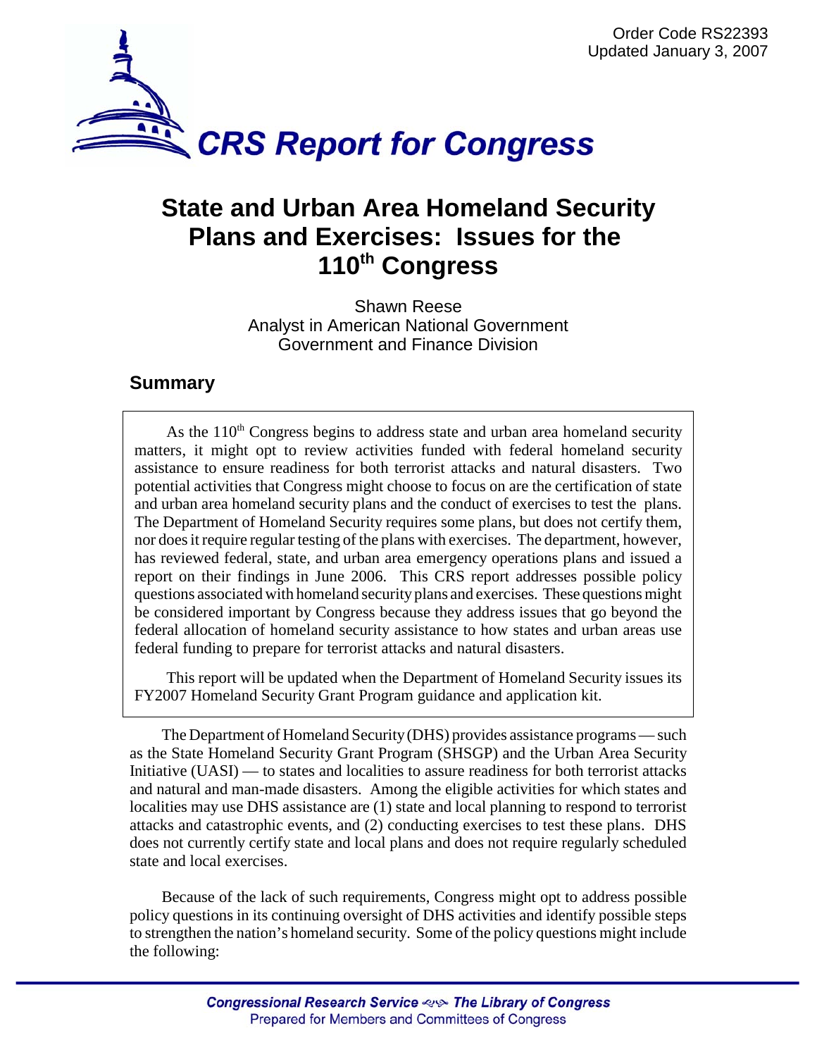Order Code RS22393
Updated January 3, 2007

# CRS Report for Congress

# State and Urban Area Homeland Security Plans and Exercises: Issues for the 110th Congress

Shawn Reese
Analyst in American National Government
Government and Finance Division

## Summary

As the 110th Congress begins to address state and urban area homeland security matters, it might opt to review activities funded with federal homeland security assistance to ensure readiness for both terrorist attacks and natural disasters. Two potential activities that Congress might choose to focus on are the certification of state and urban area homeland security plans and the conduct of exercises to test the plans. The Department of Homeland Security requires some plans, but does not certify them, nor does it require regular testing of the plans with exercises. The department, however, has reviewed federal, state, and urban area emergency operations plans and issued a report on their findings in June 2006. This CRS report addresses possible policy questions associated with homeland security plans and exercises. These questions might be considered important by Congress because they address issues that go beyond the federal allocation of homeland security assistance to how states and urban areas use federal funding to prepare for terrorist attacks and natural disasters.

This report will be updated when the Department of Homeland Security issues its FY2007 Homeland Security Grant Program guidance and application kit.

The Department of Homeland Security (DHS) provides assistance programs — such as the State Homeland Security Grant Program (SHSGP) and the Urban Area Security Initiative (UASI) — to states and localities to assure readiness for both terrorist attacks and natural and man-made disasters. Among the eligible activities for which states and localities may use DHS assistance are (1) state and local planning to respond to terrorist attacks and catastrophic events, and (2) conducting exercises to test these plans. DHS does not currently certify state and local plans and does not require regularly scheduled state and local exercises.

Because of the lack of such requirements, Congress might opt to address possible policy questions in its continuing oversight of DHS activities and identify possible steps to strengthen the nation's homeland security. Some of the policy questions might include the following: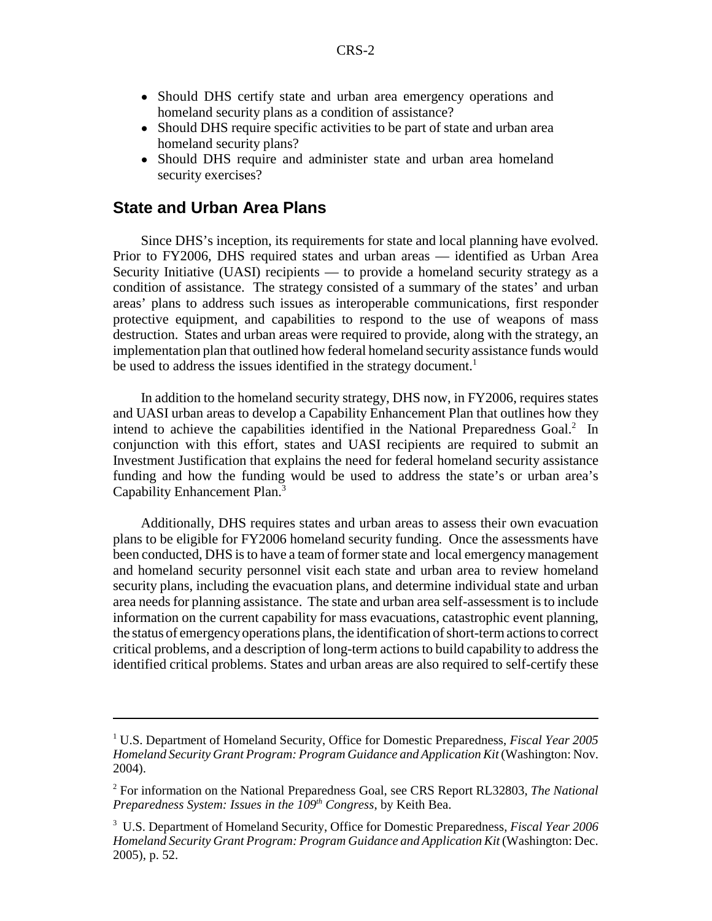- Should DHS certify state and urban area emergency operations and homeland security plans as a condition of assistance?
- Should DHS require specific activities to be part of state and urban area homeland security plans?
- Should DHS require and administer state and urban area homeland security exercises?

## State and Urban Area Plans

Since DHS's inception, its requirements for state and local planning have evolved. Prior to FY2006, DHS required states and urban areas — identified as Urban Area Security Initiative (UASI) recipients — to provide a homeland security strategy as a condition of assistance. The strategy consisted of a summary of the states' and urban areas' plans to address such issues as interoperable communications, first responder protective equipment, and capabilities to respond to the use of weapons of mass destruction. States and urban areas were required to provide, along with the strategy, an implementation plan that outlined how federal homeland security assistance funds would be used to address the issues identified in the strategy document.[1]

In addition to the homeland security strategy, DHS now, in FY2006, requires states and UASI urban areas to develop a Capability Enhancement Plan that outlines how they intend to achieve the capabilities identified in the National Preparedness Goal.[2] In conjunction with this effort, states and UASI recipients are required to submit an Investment Justification that explains the need for federal homeland security assistance funding and how the funding would be used to address the state's or urban area's Capability Enhancement Plan.[3]

Additionally, DHS requires states and urban areas to assess their own evacuation plans to be eligible for FY2006 homeland security funding. Once the assessments have been conducted, DHS is to have a team of former state and local emergency management and homeland security personnel visit each state and urban area to review homeland security plans, including the evacuation plans, and determine individual state and urban area needs for planning assistance. The state and urban area self-assessment is to include information on the current capability for mass evacuations, catastrophic event planning, the status of emergency operations plans, the identification of short-term actions to correct critical problems, and a description of long-term actions to build capability to address the identified critical problems. States and urban areas are also required to self-certify these

---

[1] U.S. Department of Homeland Security, Office for Domestic Preparedness, *Fiscal Year 2005 Homeland Security Grant Program: Program Guidance and Application Kit* (Washington: Nov. 2004).

[2] For information on the National Preparedness Goal, see CRS Report RL32803, *The National Preparedness System: Issues in the 109th Congress*, by Keith Bea.

[3] U.S. Department of Homeland Security, Office for Domestic Preparedness, *Fiscal Year 2006 Homeland Security Grant Program: Program Guidance and Application Kit* (Washington: Dec. 2005), p. 52.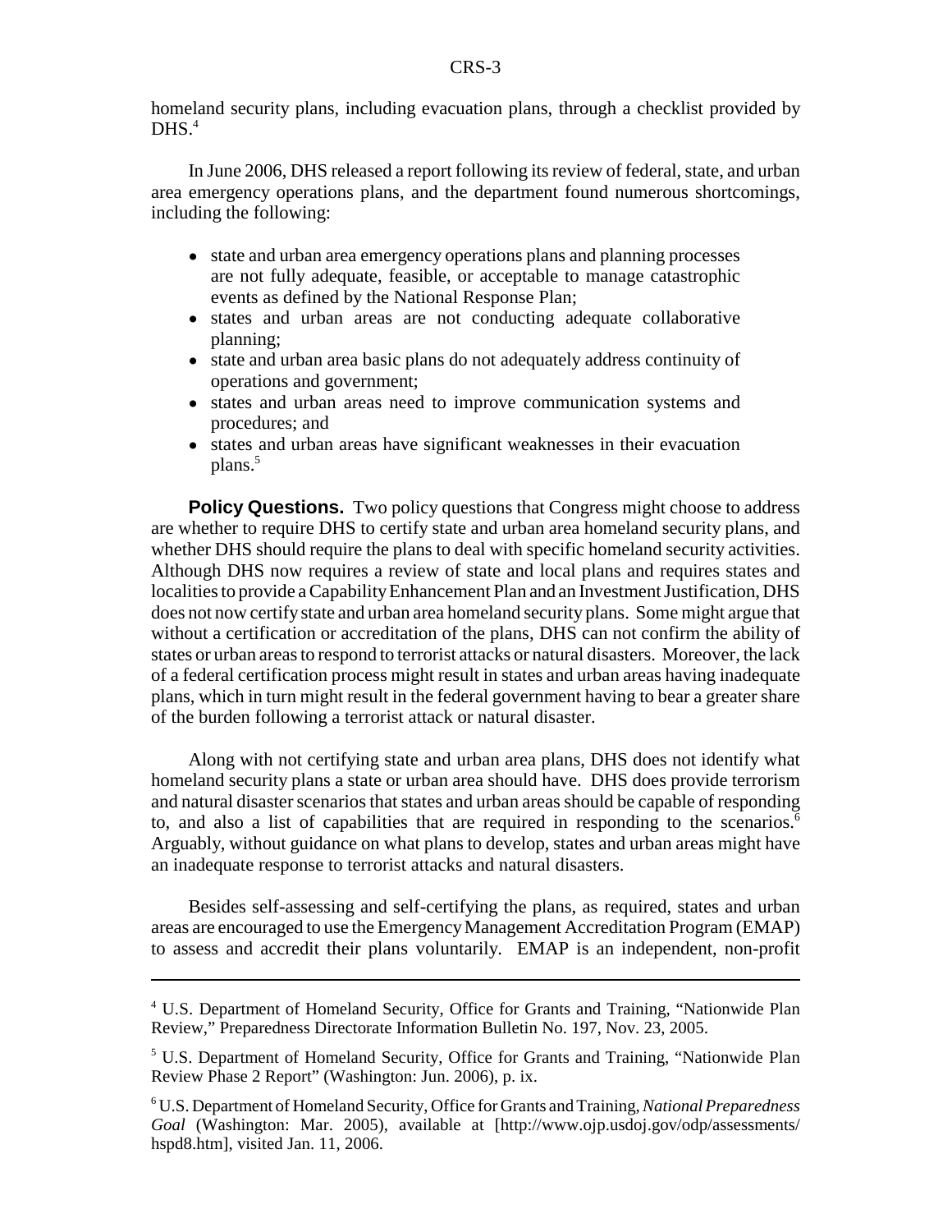homeland security plans, including evacuation plans, through a checklist provided by DHS.[4]

In June 2006, DHS released a report following its review of federal, state, and urban area emergency operations plans, and the department found numerous shortcomings, including the following:

- state and urban area emergency operations plans and planning processes are not fully adequate, feasible, or acceptable to manage catastrophic events as defined by the National Response Plan;
- states and urban areas are not conducting adequate collaborative planning;
- state and urban area basic plans do not adequately address continuity of operations and government;
- states and urban areas need to improve communication systems and procedures; and
- states and urban areas have significant weaknesses in their evacuation plans.[5]

**Policy Questions.** Two policy questions that Congress might choose to address are whether to require DHS to certify state and urban area homeland security plans, and whether DHS should require the plans to deal with specific homeland security activities. Although DHS now requires a review of state and local plans and requires states and localities to provide a Capability Enhancement Plan and an Investment Justification, DHS does not now certify state and urban area homeland security plans. Some might argue that without a certification or accreditation of the plans, DHS can not confirm the ability of states or urban areas to respond to terrorist attacks or natural disasters. Moreover, the lack of a federal certification process might result in states and urban areas having inadequate plans, which in turn might result in the federal government having to bear a greater share of the burden following a terrorist attack or natural disaster.

Along with not certifying state and urban area plans, DHS does not identify what homeland security plans a state or urban area should have. DHS does provide terrorism and natural disaster scenarios that states and urban areas should be capable of responding to, and also a list of capabilities that are required in responding to the scenarios.[6] Arguably, without guidance on what plans to develop, states and urban areas might have an inadequate response to terrorist attacks and natural disasters.

Besides self-assessing and self-certifying the plans, as required, states and urban areas are encouraged to use the Emergency Management Accreditation Program (EMAP) to assess and accredit their plans voluntarily. EMAP is an independent, non-profit

---

[4] U.S. Department of Homeland Security, Office for Grants and Training, "Nationwide Plan Review," Preparedness Directorate Information Bulletin No. 197, Nov. 23, 2005.

[5] U.S. Department of Homeland Security, Office for Grants and Training, "Nationwide Plan Review Phase 2 Report" (Washington: Jun. 2006), p. ix.

[6] U.S. Department of Homeland Security, Office for Grants and Training, *National Preparedness Goal* (Washington: Mar. 2005), available at [http://www.ojp.usdoj.gov/odp/assessments/hspd8.htm], visited Jan. 11, 2006.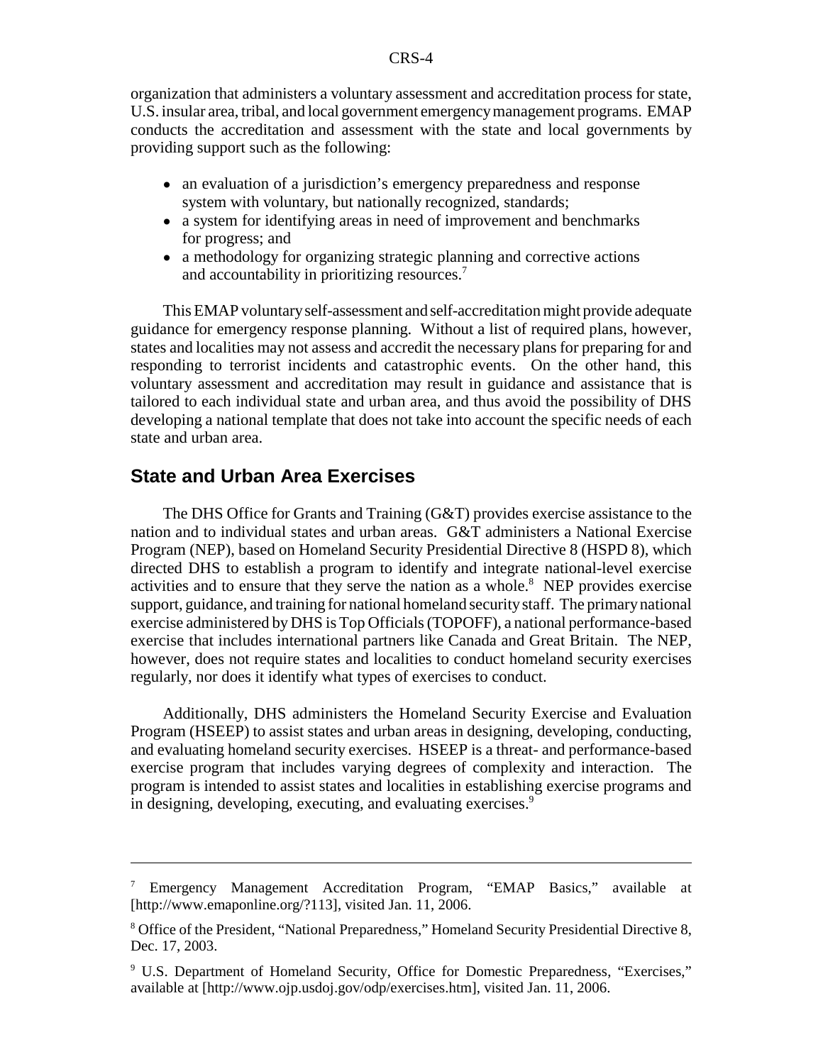organization that administers a voluntary assessment and accreditation process for state, U.S. insular area, tribal, and local government emergency management programs. EMAP conducts the accreditation and assessment with the state and local governments by providing support such as the following:

- an evaluation of a jurisdiction's emergency preparedness and response system with voluntary, but nationally recognized, standards;
- a system for identifying areas in need of improvement and benchmarks for progress; and
- a methodology for organizing strategic planning and corrective actions and accountability in prioritizing resources.[7]

This EMAP voluntary self-assessment and self-accreditation might provide adequate guidance for emergency response planning. Without a list of required plans, however, states and localities may not assess and accredit the necessary plans for preparing for and responding to terrorist incidents and catastrophic events. On the other hand, this voluntary assessment and accreditation may result in guidance and assistance that is tailored to each individual state and urban area, and thus avoid the possibility of DHS developing a national template that does not take into account the specific needs of each state and urban area.

## State and Urban Area Exercises

The DHS Office for Grants and Training (G&T) provides exercise assistance to the nation and to individual states and urban areas. G&T administers a National Exercise Program (NEP), based on Homeland Security Presidential Directive 8 (HSPD 8), which directed DHS to establish a program to identify and integrate national-level exercise activities and to ensure that they serve the nation as a whole.[8] NEP provides exercise support, guidance, and training for national homeland security staff. The primary national exercise administered by DHS is Top Officials (TOPOFF), a national performance-based exercise that includes international partners like Canada and Great Britain. The NEP, however, does not require states and localities to conduct homeland security exercises regularly, nor does it identify what types of exercises to conduct.

Additionally, DHS administers the Homeland Security Exercise and Evaluation Program (HSEEP) to assist states and urban areas in designing, developing, conducting, and evaluating homeland security exercises. HSEEP is a threat- and performance-based exercise program that includes varying degrees of complexity and interaction. The program is intended to assist states and localities in establishing exercise programs and in designing, developing, executing, and evaluating exercises.[9]

---

[7] Emergency Management Accreditation Program, "EMAP Basics," available at [http://www.emaponline.org/?113], visited Jan. 11, 2006.

[8] Office of the President, "National Preparedness," Homeland Security Presidential Directive 8, Dec. 17, 2003.

[9] U.S. Department of Homeland Security, Office for Domestic Preparedness, "Exercises," available at [http://www.ojp.usdoj.gov/odp/exercises.htm], visited Jan. 11, 2006.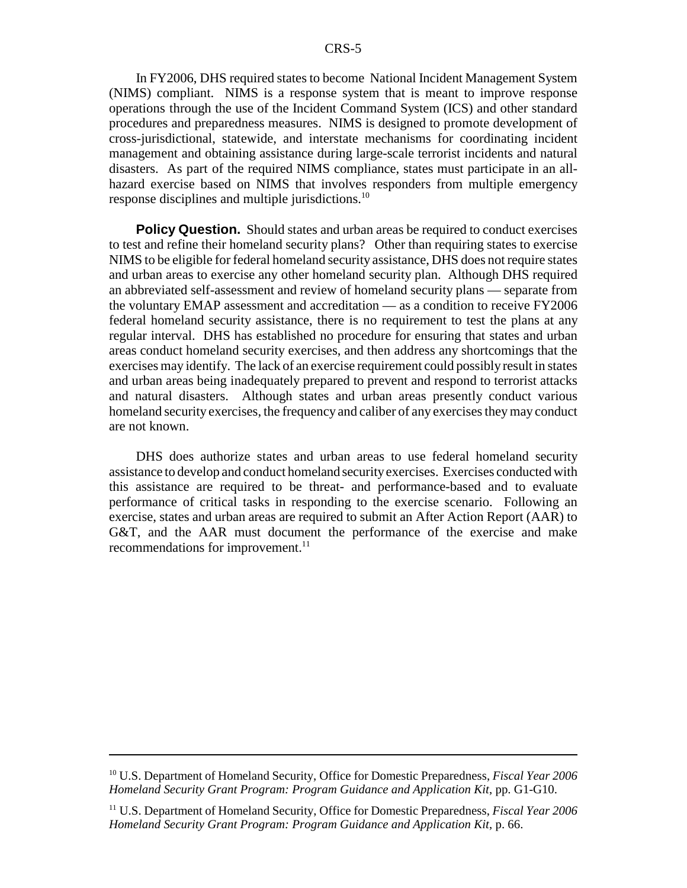In FY2006, DHS required states to become National Incident Management System (NIMS) compliant. NIMS is a response system that is meant to improve response operations through the use of the Incident Command System (ICS) and other standard procedures and preparedness measures. NIMS is designed to promote development of cross-jurisdictional, statewide, and interstate mechanisms for coordinating incident management and obtaining assistance during large-scale terrorist incidents and natural disasters. As part of the required NIMS compliance, states must participate in an all-hazard exercise based on NIMS that involves responders from multiple emergency response disciplines and multiple jurisdictions.[10]

**Policy Question.** Should states and urban areas be required to conduct exercises to test and refine their homeland security plans? Other than requiring states to exercise NIMS to be eligible for federal homeland security assistance, DHS does not require states and urban areas to exercise any other homeland security plan. Although DHS required an abbreviated self-assessment and review of homeland security plans — separate from the voluntary EMAP assessment and accreditation — as a condition to receive FY2006 federal homeland security assistance, there is no requirement to test the plans at any regular interval. DHS has established no procedure for ensuring that states and urban areas conduct homeland security exercises, and then address any shortcomings that the exercises may identify. The lack of an exercise requirement could possibly result in states and urban areas being inadequately prepared to prevent and respond to terrorist attacks and natural disasters. Although states and urban areas presently conduct various homeland security exercises, the frequency and caliber of any exercises they may conduct are not known.

DHS does authorize states and urban areas to use federal homeland security assistance to develop and conduct homeland security exercises. Exercises conducted with this assistance are required to be threat- and performance-based and to evaluate performance of critical tasks in responding to the exercise scenario. Following an exercise, states and urban areas are required to submit an After Action Report (AAR) to G&T, and the AAR must document the performance of the exercise and make recommendations for improvement.[11]

---

[10] U.S. Department of Homeland Security, Office for Domestic Preparedness, *Fiscal Year 2006 Homeland Security Grant Program: Program Guidance and Application Kit*, pp. G1-G10.

[11] U.S. Department of Homeland Security, Office for Domestic Preparedness, *Fiscal Year 2006 Homeland Security Grant Program: Program Guidance and Application Kit*, p. 66.